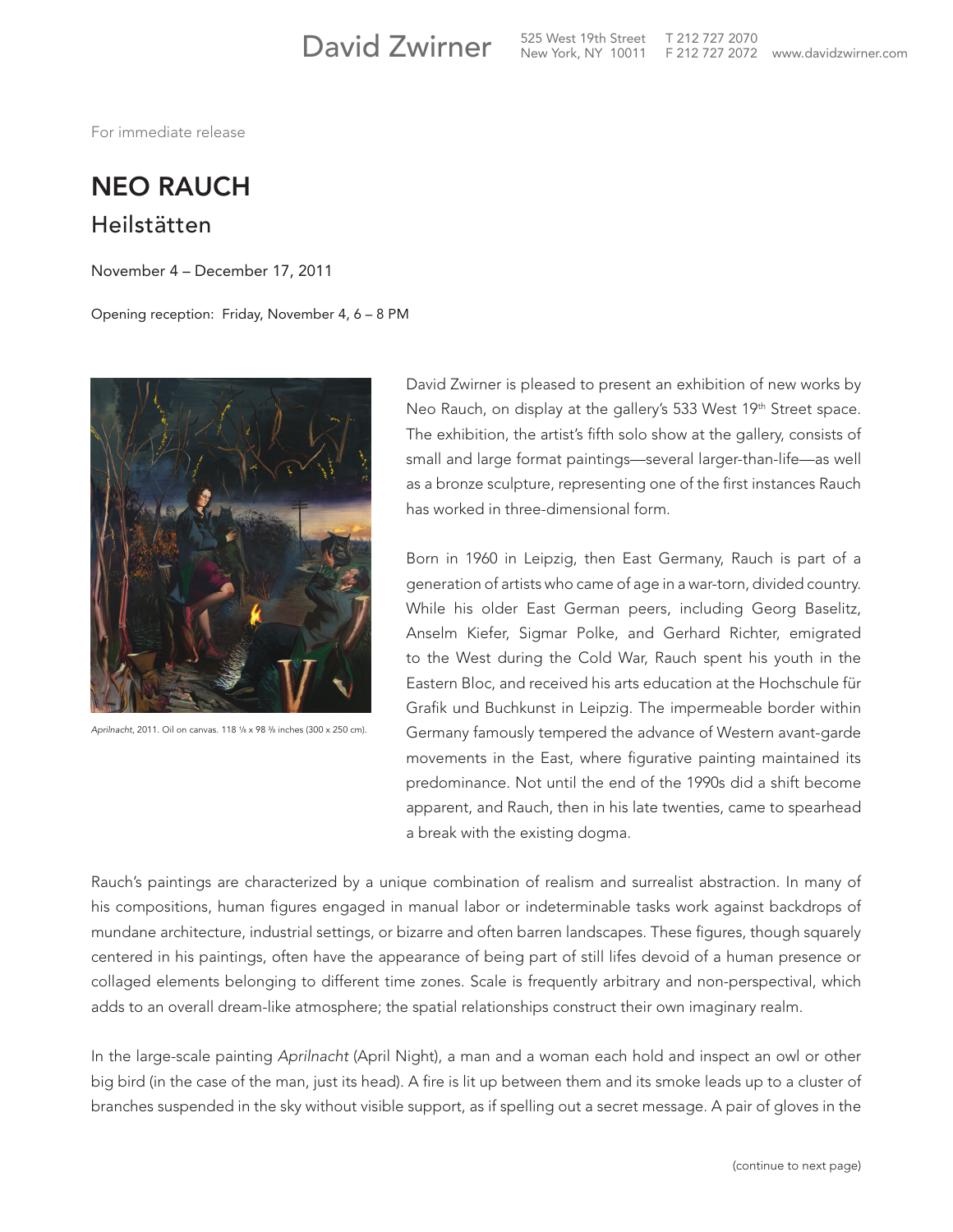David Zwirner 525 West 19th Street New York, NY 10011 T 212 727 2070 F 212 727 2072 www.davidzwirner.com

For immediate release

# NEO RAUCH

## Heilstätten

November 4 – December 17, 2011

Opening reception: Friday, November 4, 6 – 8 PM

*Aprilnacht*, 2011. Oil on canvas. 118 ⅛ x 98 ⅜ inches (300 x 250 cm).

David Zwirner is pleased to present an exhibition of new works by Neo Rauch, on display at the gallery's 533 West 19th Street space. The exhibition, the artist's fifth solo show at the gallery, consists of small and large format paintings—several larger-than-life—as well as a bronze sculpture, representing one of the first instances Rauch has worked in three-dimensional form.

Born in 1960 in Leipzig, then East Germany, Rauch is part of a generation of artists who came of age in a war-torn, divided country. While his older East German peers, including Georg Baselitz, Anselm Kiefer, Sigmar Polke, and Gerhard Richter, emigrated to the West during the Cold War, Rauch spent his youth in the Eastern Bloc, and received his arts education at the Hochschule für Grafik und Buchkunst in Leipzig. The impermeable border within Germany famously tempered the advance of Western avant-garde movements in the East, where figurative painting maintained its predominance. Not until the end of the 1990s did a shift become apparent, and Rauch, then in his late twenties, came to spearhead a break with the existing dogma.

Rauch's paintings are characterized by a unique combination of realism and surrealist abstraction. In many of his compositions, human figures engaged in manual labor or indeterminable tasks work against backdrops of mundane architecture, industrial settings, or bizarre and often barren landscapes. These figures, though squarely centered in his paintings, often have the appearance of being part of still lifes devoid of a human presence or collaged elements belonging to different time zones. Scale is frequently arbitrary and non-perspectival, which adds to an overall dream-like atmosphere; the spatial relationships construct their own imaginary realm.

In the large-scale painting *Aprilnacht* (April Night), a man and a woman each hold and inspect an owl or other big bird (in the case of the man, just its head). A fire is lit up between them and its smoke leads up to a cluster of branches suspended in the sky without visible support, as if spelling out a secret message. A pair of gloves in the

(continue to next page)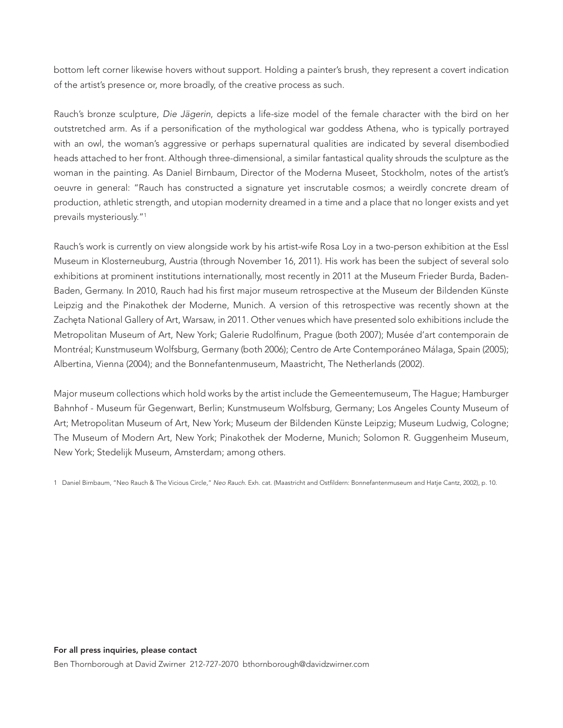bottom left corner likewise hovers without support. Holding a painter's brush, they represent a covert indication of the artist's presence or, more broadly, of the creative process as such.

Rauch's bronze sculpture, *Die Jägerin*, depicts a life-size model of the female character with the bird on her outstretched arm. As if a personification of the mythological war goddess Athena, who is typically portrayed with an owl, the woman's aggressive or perhaps supernatural qualities are indicated by several disembodied heads attached to her front. Although three-dimensional, a similar fantastical quality shrouds the sculpture as the woman in the painting. As Daniel Birnbaum, Director of the Moderna Museet, Stockholm, notes of the artist's oeuvre in general: "Rauch has constructed a signature yet inscrutable cosmos; a weirdly concrete dream of production, athletic strength, and utopian modernity dreamed in a time and a place that no longer exists and yet prevails mysteriously."[1]

Rauch's work is currently on view alongside work by his artist-wife Rosa Loy in a two-person exhibition at the Essl Museum in Klosterneuburg, Austria (through November 16, 2011). His work has been the subject of several solo exhibitions at prominent institutions internationally, most recently in 2011 at the Museum Frieder Burda, Baden-Baden, Germany. In 2010, Rauch had his first major museum retrospective at the Museum der Bildenden Künste Leipzig and the Pinakothek der Moderne, Munich. A version of this retrospective was recently shown at the Zachęta National Gallery of Art, Warsaw, in 2011. Other venues which have presented solo exhibitions include the Metropolitan Museum of Art, New York; Galerie Rudolfinum, Prague (both 2007); Musée d'art contemporain de Montréal; Kunstmuseum Wolfsburg, Germany (both 2006); Centro de Arte Contemporáneo Málaga, Spain (2005); Albertina, Vienna (2004); and the Bonnefantenmuseum, Maastricht, The Netherlands (2002).

Major museum collections which hold works by the artist include the Gemeentemuseum, The Hague; Hamburger Bahnhof - Museum für Gegenwart, Berlin; Kunstmuseum Wolfsburg, Germany; Los Angeles County Museum of Art; Metropolitan Museum of Art, New York; Museum der Bildenden Künste Leipzig; Museum Ludwig, Cologne; The Museum of Modern Art, New York; Pinakothek der Moderne, Munich; Solomon R. Guggenheim Museum, New York; Stedelijk Museum, Amsterdam; among others.

1 Daniel Birnbaum, "Neo Rauch & The Vicious Circle," *Neo Rauch*. Exh. cat. (Maastricht and Ostfildern: Bonnefantenmuseum and Hatje Cantz, 2002), p. 10.

**For all press inquiries, please contact**

Ben Thornborough at David Zwirner 212-727-2070 bthornborough@davidzwirner.com